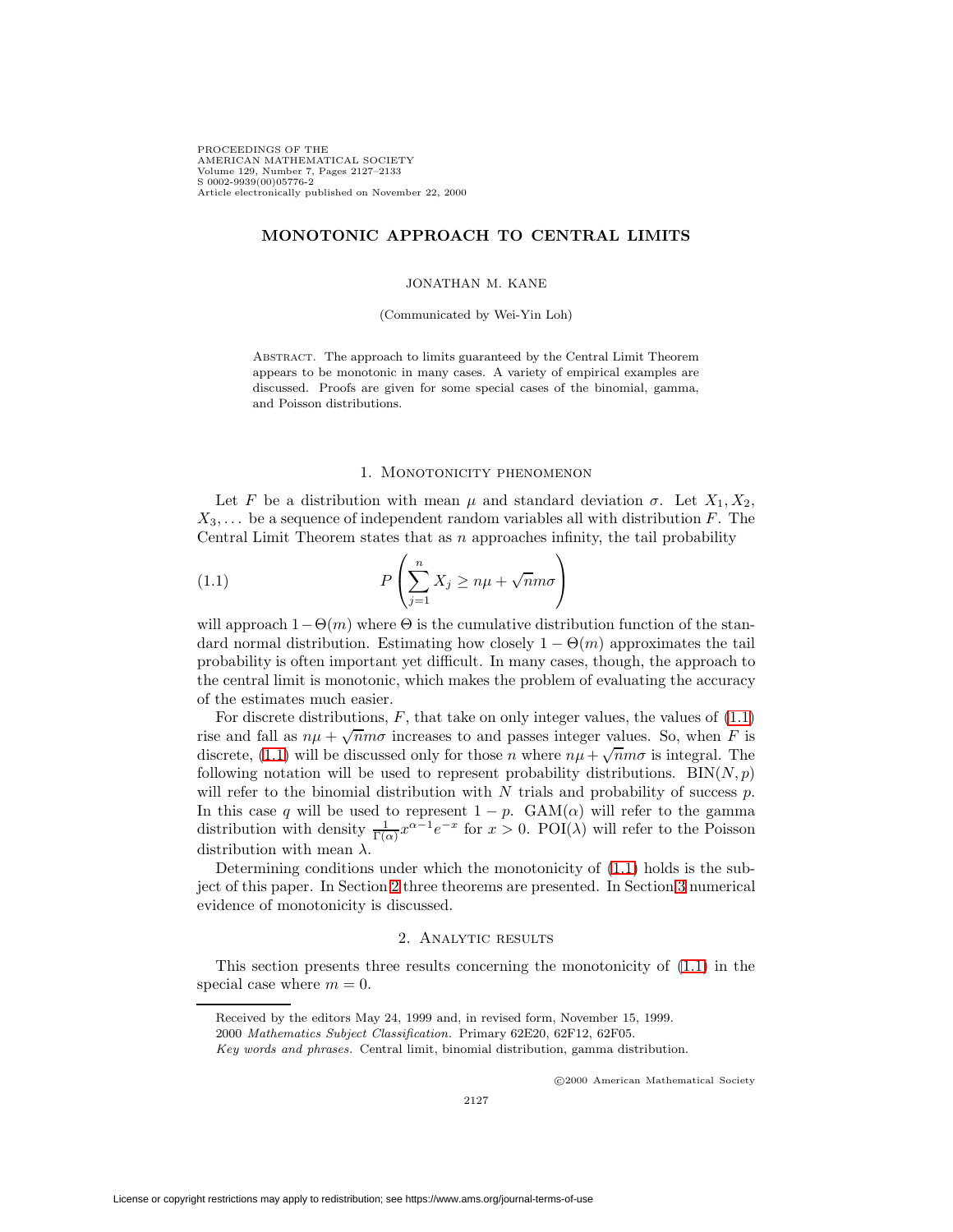# MONOTONIC APPROACH TO CENTRAL LIMITS

JONATHAN M. KANE

(Communicated by Wei-Yin Loh)

Abstract. The approach to limits guaranteed by the Central Limit Theorem appears to be monotonic in many cases. A variety of empirical examples are discussed. Proofs are given for some special cases of the binomial, gamma, and Poisson distributions.

## 1. Monotonicity phenomenon

Let $F$ be a distribution with mean $\mu$ and standard deviation $\sigma$. Let $X_1, X_2, X_3, \ldots$ be a sequence of independent random variables all with distribution $F$. The Central Limit Theorem states that as $n$ approaches infinity, the tail probability

$$P\left(\sum_{j=1}^{n} X_j \geq n\mu + \sqrt{n}m\sigma\right) \tag{1.1}$$

will approach $1-\Theta(m)$ where $\Theta$ is the cumulative distribution function of the standard normal distribution. Estimating how closely $1-\Theta(m)$ approximates the tail probability is often important yet difficult. In many cases, though, the approach to the central limit is monotonic, which makes the problem of evaluating the accuracy of the estimates much easier.

For discrete distributions, $F$, that take on only integer values, the values of (1.1) rise and fall as $n\mu + \sqrt{n}m\sigma$ increases to and passes integer values. So, when $F$ is discrete, (1.1) will be discussed only for those $n$ where $n\mu + \sqrt{n}m\sigma$ is integral. The following notation will be used to represent probability distributions. $\mathrm{BIN}(N,p)$ will refer to the binomial distribution with $N$ trials and probability of success $p$. In this case $q$ will be used to represent $1-p$. $\mathrm{GAM}(\alpha)$ will refer to the gamma distribution with density $\frac{1}{\Gamma(\alpha)}x^{\alpha-1}e^{-x}$ for $x > 0$. $\mathrm{POI}(\lambda)$ will refer to the Poisson distribution with mean $\lambda$.

Determining conditions under which the monotonicity of (1.1) holds is the subject of this paper. In Section 2 three theorems are presented. In Section 3 numerical evidence of monotonicity is discussed.

## 2. Analytic results

This section presents three results concerning the monotonicity of (1.1) in the special case where $m = 0$.

Received by the editors May 24, 1999 and, in revised form, November 15, 1999.

2000 *Mathematics Subject Classification.* Primary 62E20, 62F12, 62F05.

*Key words and phrases.* Central limit, binomial distribution, gamma distribution.

©2000 American Mathematical Society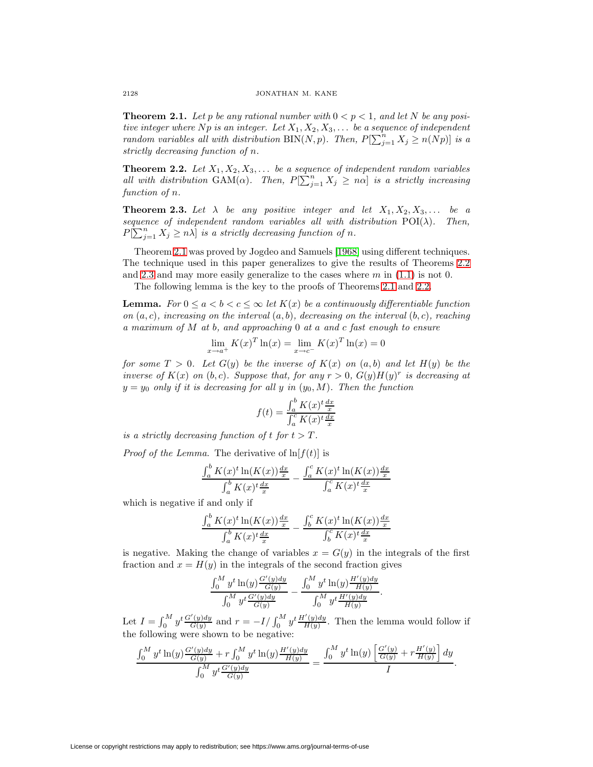**Theorem 2.1.** *Let $p$ be any rational number with $0 < p < 1$, and let $N$ be any positive integer where $Np$ is an integer. Let $X_1, X_2, X_3, \ldots$ be a sequence of independent random variables all with distribution* $\mathrm{BIN}(N, p)$. *Then, $P[\sum_{j=1}^{n} X_j \geq n(Np)]$ is a strictly decreasing function of $n$.*

**Theorem 2.2.** *Let $X_1, X_2, X_3, \ldots$ be a sequence of independent random variables all with distribution* $\mathrm{GAM}(\alpha)$. *Then, $P[\sum_{j=1}^{n} X_j \geq n\alpha]$ is a strictly increasing function of $n$.*

**Theorem 2.3.** *Let $\lambda$ be any positive integer and let $X_1, X_2, X_3, \ldots$ be a sequence of independent random variables all with distribution* $\mathrm{POI}(\lambda)$. *Then, $P[\sum_{j=1}^{n} X_j \geq n\lambda]$ is a strictly decreasing function of $n$.*

Theorem 2.1 was proved by Jogdeo and Samuels [1968] using different techniques. The technique used in this paper generalizes to give the results of Theorems 2.2 and 2.3 and may more easily generalize to the cases where $m$ in (1.1) is not 0.

The following lemma is the key to the proofs of Theorems 2.1 and 2.2.

**Lemma.** *For $0 \leq a < b < c \leq \infty$ let $K(x)$ be a continuously differentiable function on $(a, c)$, increasing on the interval $(a, b)$, decreasing on the interval $(b, c)$, reaching a maximum of $M$ at $b$, and approaching $0$ at $a$ and $c$ fast enough to ensure*

$$\lim_{x \to a^+} K(x)^T \ln(x) = \lim_{x \to c^-} K(x)^T \ln(x) = 0$$

*for some $T > 0$. Let $G(y)$ be the inverse of $K(x)$ on $(a, b)$ and let $H(y)$ be the inverse of $K(x)$ on $(b, c)$. Suppose that, for any $r > 0$, $G(y)H(y)^r$ is decreasing at $y = y_0$ only if it is decreasing for all $y$ in $(y_0, M)$. Then the function*

$$f(t) = \frac{\int_a^b K(x)^t \frac{dx}{x}}{\int_a^c K(x)^t \frac{dx}{x}}$$

*is a strictly decreasing function of $t$ for $t > T$.*

*Proof of the Lemma.* The derivative of $\ln[f(t)]$ is

$$\frac{\int_a^b K(x)^t \ln(K(x)) \frac{dx}{x}}{\int_a^b K(x)^t \frac{dx}{x}} - \frac{\int_a^c K(x)^t \ln(K(x)) \frac{dx}{x}}{\int_a^c K(x)^t \frac{dx}{x}}$$

which is negative if and only if

$$\frac{\int_a^b K(x)^t \ln(K(x)) \frac{dx}{x}}{\int_a^b K(x)^t \frac{dx}{x}} - \frac{\int_b^c K(x)^t \ln(K(x)) \frac{dx}{x}}{\int_b^c K(x)^t \frac{dx}{x}}$$

is negative. Making the change of variables $x = G(y)$ in the integrals of the first fraction and $x = H(y)$ in the integrals of the second fraction gives

$$\frac{\int_0^M y^t \ln(y) \frac{G'(y)dy}{G(y)}}{\int_0^M y^t \frac{G'(y)dy}{G(y)}} - \frac{\int_0^M y^t \ln(y) \frac{H'(y)dy}{H(y)}}{\int_0^M y^t \frac{H'(y)dy}{H(y)}}.$$

Let $I = \int_0^M y^t \frac{G'(y)dy}{G(y)}$ and $r = -I / \int_0^M y^t \frac{H'(y)dy}{H(y)}$. Then the lemma would follow if the following were shown to be negative:

$$\frac{\int_0^M y^t \ln(y) \frac{G'(y)dy}{G(y)} + r \int_0^M y^t \ln(y) \frac{H'(y)dy}{H(y)}}{\int_0^M y^t \frac{G'(y)dy}{G(y)}} = \frac{\int_0^M y^t \ln(y) \left[ \frac{G'(y)}{G(y)} + r \frac{H'(y)}{H(y)} \right] dy}{I}.$$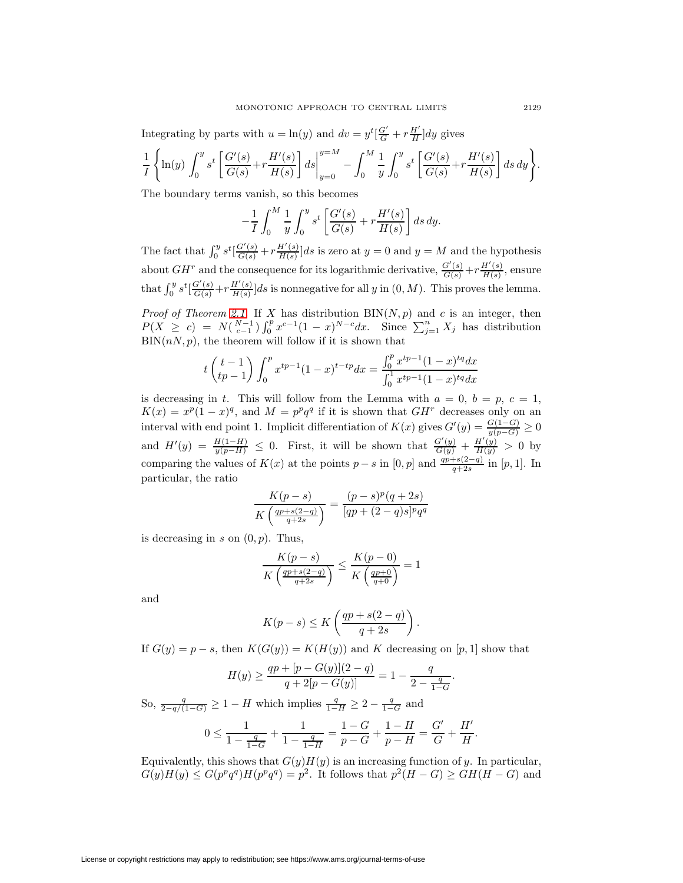Integrating by parts with $u = \ln(y)$ and $dv = y^t[\frac{G'}{G} + r\frac{H'}{H}]dy$ gives

$$\frac{1}{I}\left\{\ln(y)\int_0^y s^t\left[\frac{G'(s)}{G(s)}+r\frac{H'(s)}{H(s)}\right]ds\Big|_{y=0}^{y=M} - \int_0^M \frac{1}{y}\int_0^y s^t\left[\frac{G'(s)}{G(s)}+r\frac{H'(s)}{H(s)}\right]ds\,dy\right\}.$$

The boundary terms vanish, so this becomes

$$-\frac{1}{I}\int_0^M \frac{1}{y}\int_0^y s^t\left[\frac{G'(s)}{G(s)}+r\frac{H'(s)}{H(s)}\right]ds\,dy.$$

The fact that $\int_0^y s^t[\frac{G'(s)}{G(s)}+r\frac{H'(s)}{H(s)}]ds$ is zero at $y=0$ and $y=M$ and the hypothesis about $GH^r$ and the consequence for its logarithmic derivative, $\frac{G'(s)}{G(s)}+r\frac{H'(s)}{H(s)}$, ensure that $\int_0^y s^t[\frac{G'(s)}{G(s)}+r\frac{H'(s)}{H(s)}]ds$ is nonnegative for all $y$ in $(0,M)$. This proves the lemma.

*Proof of Theorem 2.1.* If $X$ has distribution $\mathrm{BIN}(N,p)$ and $c$ is an integer, then $P(X \geq c) = N\binom{N-1}{c-1}\int_0^p x^{c-1}(1-x)^{N-c}dx$. Since $\sum_{j=1}^n X_j$ has distribution $\mathrm{BIN}(nN,p)$, the theorem will follow if it is shown that

$$t\binom{t-1}{tp-1}\int_0^p x^{tp-1}(1-x)^{t-tp}dx = \frac{\int_0^p x^{tp-1}(1-x)^{tq}dx}{\int_0^1 x^{tp-1}(1-x)^{tq}dx}$$

is decreasing in $t$. This will follow from the Lemma with $a=0$, $b=p$, $c=1$, $K(x) = x^p(1-x)^q$, and $M = p^pq^q$ if it is shown that $GH^r$ decreases only on an interval with end point 1. Implicit differentiation of $K(x)$ gives $G'(y) = \frac{G(1-G)}{y(p-G)} \geq 0$ and $H'(y) = \frac{H(1-H)}{y(p-H)} \leq 0$. First, it will be shown that $\frac{G'(y)}{G(y)} + \frac{H'(y)}{H(y)} > 0$ by comparing the values of $K(x)$ at the points $p-s$ in $[0,p]$ and $\frac{qp+s(2-q)}{q+2s}$ in $[p,1]$. In particular, the ratio

$$\frac{K(p-s)}{K\left(\frac{qp+s(2-q)}{q+2s}\right)} = \frac{(p-s)^p(q+2s)}{[qp+(2-q)s]^pq^q}$$

is decreasing in $s$ on $(0,p)$. Thus,

$$\frac{K(p-s)}{K\left(\frac{qp+s(2-q)}{q+2s}\right)} \leq \frac{K(p-0)}{K\left(\frac{qp+0}{q+0}\right)} = 1$$

and

$$K(p-s) \leq K\left(\frac{qp+s(2-q)}{q+2s}\right).$$

If $G(y) = p-s$, then $K(G(y)) = K(H(y))$ and $K$ decreasing on $[p,1]$ show that

$$H(y) \geq \frac{qp+[p-G(y)](2-q)}{q+2[p-G(y)]} = 1 - \frac{q}{2-\frac{q}{1-G}}.$$

So, $\frac{q}{2-q/(1-G)} \geq 1-H$ which implies $\frac{q}{1-H} \geq 2 - \frac{q}{1-G}$ and

$$0 \leq \frac{1}{1-\frac{q}{1-G}} + \frac{1}{1-\frac{q}{1-H}} = \frac{1-G}{p-G} + \frac{1-H}{p-H} = \frac{G'}{G} + \frac{H'}{H}.$$

Equivalently, this shows that $G(y)H(y)$ is an increasing function of $y$. In particular, $G(y)H(y) \leq G(p^pq^q)H(p^pq^q) = p^2$. It follows that $p^2(H-G) \geq GH(H-G)$ and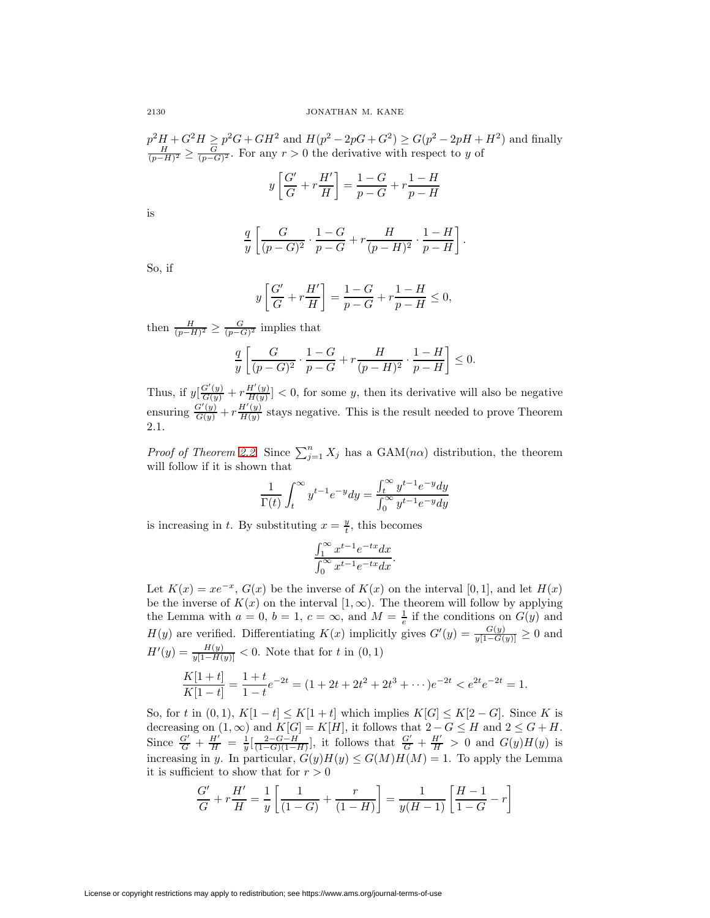$p^2H + G^2H \geq p^2G + GH^2$ and $H(p^2 - 2pG + G^2) \geq G(p^2 - 2pH + H^2)$ and finally $\frac{H}{(p-H)^2} \geq \frac{G}{(p-G)^2}$. For any $r > 0$ the derivative with respect to $y$ of

$$y\left[\frac{G'}{G} + r\frac{H'}{H}\right] = \frac{1-G}{p-G} + r\frac{1-H}{p-H}$$

is

$$\frac{q}{y}\left[\frac{G}{(p-G)^2} \cdot \frac{1-G}{p-G} + r\frac{H}{(p-H)^2} \cdot \frac{1-H}{p-H}\right].$$

So, if

$$y\left[\frac{G'}{G} + r\frac{H'}{H}\right] = \frac{1-G}{p-G} + r\frac{1-H}{p-H} \leq 0,$$

then $\frac{H}{(p-H)^2} \geq \frac{G}{(p-G)^2}$ implies that

$$\frac{q}{y}\left[\frac{G}{(p-G)^2} \cdot \frac{1-G}{p-G} + r\frac{H}{(p-H)^2} \cdot \frac{1-H}{p-H}\right] \leq 0.$$

Thus, if $y[\frac{G'(y)}{G(y)} + r\frac{H'(y)}{H(y)}] < 0$, for some $y$, then its derivative will also be negative ensuring $\frac{G'(y)}{G(y)} + r\frac{H'(y)}{H(y)}$ stays negative. This is the result needed to prove Theorem 2.1.

*Proof of Theorem 2.2.* Since $\sum_{j=1}^{n} X_j$ has a $\mathrm{GAM}(n\alpha)$ distribution, the theorem will follow if it is shown that

$$\frac{1}{\Gamma(t)}\int_t^\infty y^{t-1}e^{-y}dy = \frac{\int_t^\infty y^{t-1}e^{-y}dy}{\int_0^\infty y^{t-1}e^{-y}dy}$$

is increasing in $t$. By substituting $x = \frac{y}{t}$, this becomes

$$\frac{\int_1^\infty x^{t-1}e^{-tx}dx}{\int_0^\infty x^{t-1}e^{-tx}dx}.$$

Let $K(x) = xe^{-x}$, $G(x)$ be the inverse of $K(x)$ on the interval $[0,1]$, and let $H(x)$ be the inverse of $K(x)$ on the interval $[1,\infty)$. The theorem will follow by applying the Lemma with $a = 0$, $b = 1$, $c = \infty$, and $M = \frac{1}{e}$ if the conditions on $G(y)$ and $H(y)$ are verified. Differentiating $K(x)$ implicitly gives $G'(y) = \frac{G(y)}{y[1-G(y)]} \geq 0$ and $H'(y) = \frac{H(y)}{y[1-H(y)]} < 0$. Note that for $t$ in $(0,1)$

$$\frac{K[1+t]}{K[1-t]} = \frac{1+t}{1-t}e^{-2t} = (1 + 2t + 2t^2 + 2t^3 + \cdots)e^{-2t} < e^{2t}e^{-2t} = 1.$$

So, for $t$ in $(0,1)$, $K[1-t] \leq K[1+t]$ which implies $K[G] \leq K[2-G]$. Since $K$ is decreasing on $(1,\infty)$ and $K[G] = K[H]$, it follows that $2 - G \leq H$ and $2 \leq G + H$. Since $\frac{G'}{G} + \frac{H'}{H} = \frac{1}{y}[\frac{2-G-H}{(1-G)(1-H)}]$, it follows that $\frac{G'}{G} + \frac{H'}{H} > 0$ and $G(y)H(y)$ is increasing in $y$. In particular, $G(y)H(y) \leq G(M)H(M) = 1$. To apply the Lemma it is sufficient to show that for $r > 0$

$$\frac{G'}{G} + r\frac{H'}{H} = \frac{1}{y}\left[\frac{1}{(1-G)} + \frac{r}{(1-H)}\right] = \frac{1}{y(H-1)}\left[\frac{H-1}{1-G} - r\right]$$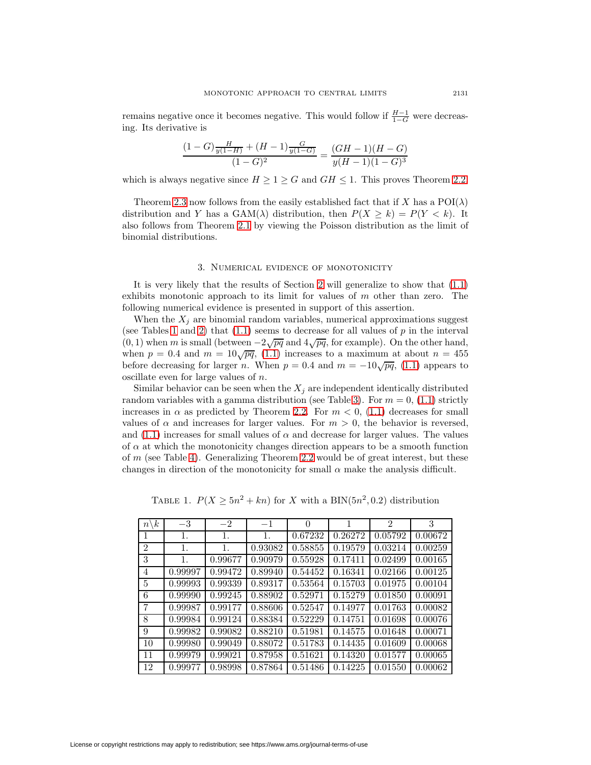remains negative once it becomes negative. This would follow if $\frac{H-1}{1-G}$ were decreasing. Its derivative is

$$\frac{(1-G)\frac{H}{y(1-H)} + (H-1)\frac{G}{y(1-G)}}{(1-G)^2} = \frac{(GH-1)(H-G)}{y(H-1)(1-G)^3}$$

which is always negative since $H \geq 1 \geq G$ and $GH \leq 1$. This proves Theorem 2.2.

Theorem 2.3 now follows from the easily established fact that if $X$ has a $\mathrm{POI}(\lambda)$ distribution and $Y$ has a $\mathrm{GAM}(\lambda)$ distribution, then $P(X \geq k) = P(Y < k)$. It also follows from Theorem 2.1 by viewing the Poisson distribution as the limit of binomial distributions.

## 3. Numerical evidence of monotonicity

It is very likely that the results of Section 2 will generalize to show that (1.1) exhibits monotonic approach to its limit for values of $m$ other than zero. The following numerical evidence is presented in support of this assertion.

When the $X_j$ are binomial random variables, numerical approximations suggest (see Tables 1 and 2) that (1.1) seems to decrease for all values of $p$ in the interval $(0, 1)$ when $m$ is small (between $-2\sqrt{pq}$ and $4\sqrt{pq}$, for example). On the other hand, when $p = 0.4$ and $m = 10\sqrt{pq}$, (1.1) increases to a maximum at about $n = 455$ before decreasing for larger $n$. When $p = 0.4$ and $m = -10\sqrt{pq}$, (1.1) appears to oscillate even for large values of $n$.

Similar behavior can be seen when the $X_j$ are independent identically distributed random variables with a gamma distribution (see Table 3). For $m = 0$, (1.1) strictly increases in $\alpha$ as predicted by Theorem 2.2. For $m < 0$, (1.1) decreases for small values of $\alpha$ and increases for larger values. For $m > 0$, the behavior is reversed, and (1.1) increases for small values of $\alpha$ and decrease for larger values. The values of $\alpha$ at which the monotonicity changes direction appears to be a smooth function of $m$ (see Table 4). Generalizing Theorem 2.2 would be of great interest, but these changes in direction of the monotonicity for small $\alpha$ make the analysis difficult.

Table 1. $P(X \geq 5n^2 + kn)$ for $X$ with a $\mathrm{BIN}(5n^2, 0.2)$ distribution

| $n \backslash k$ | $-3$ | $-2$ | $-1$ | $0$ | $1$ | $2$ | $3$ |
|---|---|---|---|---|---|---|---|
| 1 | 1. | 1. | 1. | 0.67232 | 0.26272 | 0.05792 | 0.00672 |
| 2 | 1. | 1. | 0.93082 | 0.58855 | 0.19579 | 0.03214 | 0.00259 |
| 3 | 1. | 0.99677 | 0.90979 | 0.55928 | 0.17411 | 0.02499 | 0.00165 |
| 4 | 0.99997 | 0.99472 | 0.89940 | 0.54452 | 0.16341 | 0.02166 | 0.00125 |
| 5 | 0.99993 | 0.99339 | 0.89317 | 0.53564 | 0.15703 | 0.01975 | 0.00104 |
| 6 | 0.99990 | 0.99245 | 0.88902 | 0.52971 | 0.15279 | 0.01850 | 0.00091 |
| 7 | 0.99987 | 0.99177 | 0.88606 | 0.52547 | 0.14977 | 0.01763 | 0.00082 |
| 8 | 0.99984 | 0.99124 | 0.88384 | 0.52229 | 0.14751 | 0.01698 | 0.00076 |
| 9 | 0.99982 | 0.99082 | 0.88210 | 0.51981 | 0.14575 | 0.01648 | 0.00071 |
| 10 | 0.99980 | 0.99049 | 0.88072 | 0.51783 | 0.14435 | 0.01609 | 0.00068 |
| 11 | 0.99979 | 0.99021 | 0.87958 | 0.51621 | 0.14320 | 0.01577 | 0.00065 |
| 12 | 0.99977 | 0.98998 | 0.87864 | 0.51486 | 0.14225 | 0.01550 | 0.00062 |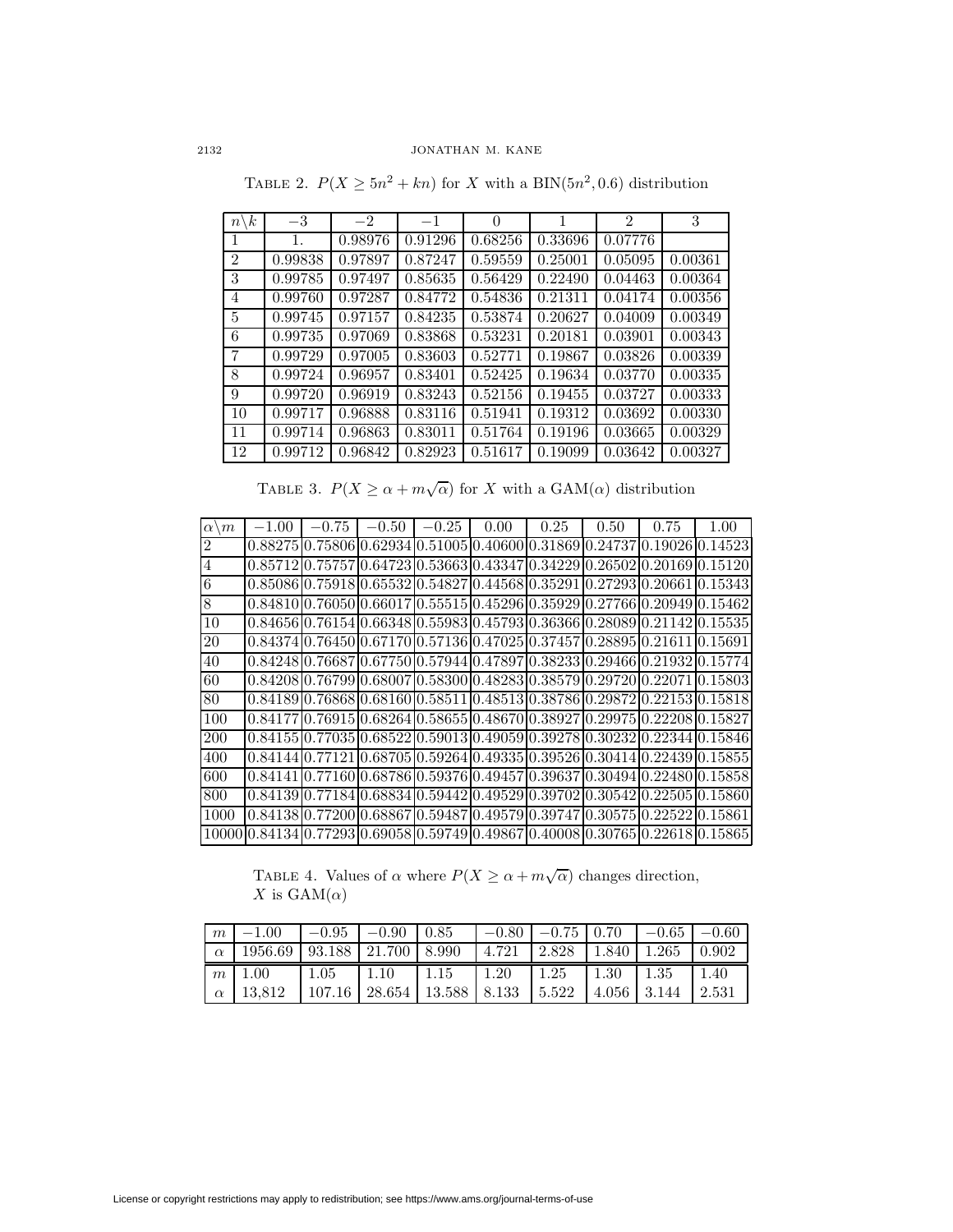TABLE 2. $P(X \geq 5n^2 + kn)$ for $X$ with a $\mathrm{BIN}(5n^2, 0.6)$ distribution

| $n \backslash k$ | $-3$ | $-2$ | $-1$ | $0$ | $1$ | $2$ | $3$ |
|---|---|---|---|---|---|---|---|
| 1 | 1. | 0.98976 | 0.91296 | 0.68256 | 0.33696 | 0.07776 | |
| 2 | 0.99838 | 0.97897 | 0.87247 | 0.59559 | 0.25001 | 0.05095 | 0.00361 |
| 3 | 0.99785 | 0.97497 | 0.85635 | 0.56429 | 0.22490 | 0.04463 | 0.00364 |
| 4 | 0.99760 | 0.97287 | 0.84772 | 0.54836 | 0.21311 | 0.04174 | 0.00356 |
| 5 | 0.99745 | 0.97157 | 0.84235 | 0.53874 | 0.20627 | 0.04009 | 0.00349 |
| 6 | 0.99735 | 0.97069 | 0.83868 | 0.53231 | 0.20181 | 0.03901 | 0.00343 |
| 7 | 0.99729 | 0.97005 | 0.83603 | 0.52771 | 0.19867 | 0.03826 | 0.00339 |
| 8 | 0.99724 | 0.96957 | 0.83401 | 0.52425 | 0.19634 | 0.03770 | 0.00335 |
| 9 | 0.99720 | 0.96919 | 0.83243 | 0.52156 | 0.19455 | 0.03727 | 0.00333 |
| 10 | 0.99717 | 0.96888 | 0.83116 | 0.51941 | 0.19312 | 0.03692 | 0.00330 |
| 11 | 0.99714 | 0.96863 | 0.83011 | 0.51764 | 0.19196 | 0.03665 | 0.00329 |
| 12 | 0.99712 | 0.96842 | 0.82923 | 0.51617 | 0.19099 | 0.03642 | 0.00327 |

TABLE 3. $P(X \geq \alpha + m\sqrt{\alpha})$ for $X$ with a $\mathrm{GAM}(\alpha)$ distribution

| $\alpha \backslash m$ | $-1.00$ | $-0.75$ | $-0.50$ | $-0.25$ | $0.00$ | $0.25$ | $0.50$ | $0.75$ | $1.00$ |
|---|---|---|---|---|---|---|---|---|---|
| 2 | 0.88275 | 0.75806 | 0.62934 | 0.51005 | 0.40600 | 0.31869 | 0.24737 | 0.19026 | 0.14523 |
| 4 | 0.85712 | 0.75757 | 0.64723 | 0.53663 | 0.43347 | 0.34229 | 0.26502 | 0.20169 | 0.15120 |
| 6 | 0.85086 | 0.75918 | 0.65532 | 0.54827 | 0.44568 | 0.35291 | 0.27293 | 0.20661 | 0.15343 |
| 8 | 0.84810 | 0.76050 | 0.66017 | 0.55515 | 0.45296 | 0.35929 | 0.27766 | 0.20949 | 0.15462 |
| 10 | 0.84656 | 0.76154 | 0.66348 | 0.55983 | 0.45793 | 0.36366 | 0.28089 | 0.21142 | 0.15535 |
| 20 | 0.84374 | 0.76450 | 0.67170 | 0.57136 | 0.47025 | 0.37457 | 0.28895 | 0.21611 | 0.15691 |
| 40 | 0.84248 | 0.76687 | 0.67750 | 0.57944 | 0.47897 | 0.38233 | 0.29466 | 0.21932 | 0.15774 |
| 60 | 0.84208 | 0.76799 | 0.68007 | 0.58300 | 0.48283 | 0.38579 | 0.29720 | 0.22071 | 0.15803 |
| 80 | 0.84189 | 0.76868 | 0.68160 | 0.58511 | 0.48513 | 0.38786 | 0.29872 | 0.22153 | 0.15818 |
| 100 | 0.84177 | 0.76915 | 0.68264 | 0.58655 | 0.48670 | 0.38927 | 0.29975 | 0.22208 | 0.15827 |
| 200 | 0.84155 | 0.77035 | 0.68522 | 0.59013 | 0.49059 | 0.39278 | 0.30232 | 0.22344 | 0.15846 |
| 400 | 0.84144 | 0.77121 | 0.68705 | 0.59264 | 0.49335 | 0.39526 | 0.30414 | 0.22439 | 0.15855 |
| 600 | 0.84141 | 0.77160 | 0.68786 | 0.59376 | 0.49457 | 0.39637 | 0.30494 | 0.22480 | 0.15858 |
| 800 | 0.84139 | 0.77184 | 0.68834 | 0.59442 | 0.49529 | 0.39702 | 0.30542 | 0.22505 | 0.15860 |
| 1000 | 0.84138 | 0.77200 | 0.68867 | 0.59487 | 0.49579 | 0.39747 | 0.30575 | 0.22522 | 0.15861 |
| 10000 | 0.84134 | 0.77293 | 0.69058 | 0.59749 | 0.49867 | 0.40008 | 0.30765 | 0.22618 | 0.15865 |

TABLE 4. Values of $\alpha$ where $P(X \geq \alpha + m\sqrt{\alpha})$ changes direction, $X$ is $\mathrm{GAM}(\alpha)$

| $m$ | $-1.00$ | $-0.95$ | $-0.90$ | $0.85$ | $-0.80$ | $-0.75$ | $0.70$ | $-0.65$ | $-0.60$ |
|---|---|---|---|---|---|---|---|---|---|
| $\alpha$ | 1956.69 | 93.188 | 21.700 | 8.990 | 4.721 | 2.828 | 1.840 | 1.265 | 0.902 |
| $m$ | 1.00 | 1.05 | 1.10 | 1.15 | 1.20 | 1.25 | 1.30 | 1.35 | 1.40 |
| $\alpha$ | 13,812 | 107.16 | 28.654 | 13.588 | 8.133 | 5.522 | 4.056 | 3.144 | 2.531 |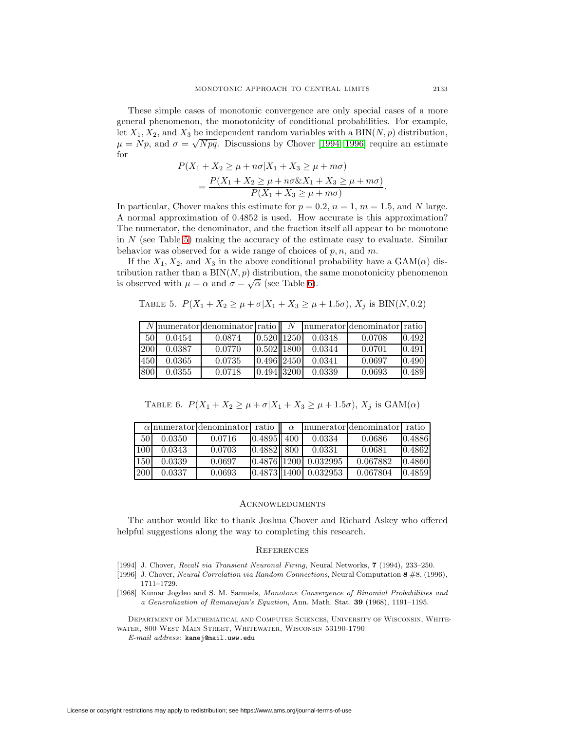These simple cases of monotonic convergence are only special cases of a more general phenomenon, the monotonicity of conditional probabilities. For example, let $X_1, X_2$, and $X_3$ be independent random variables with a $\text{BIN}(N, p)$ distribution, $\mu = Np$, and $\sigma = \sqrt{Npq}$. Discussions by Chover [1994, 1996] require an estimate for

$$
\begin{aligned}
P(X_1 + X_2 &\geq \mu + n\sigma | X_1 + X_3 \geq \mu + m\sigma) \\
&= \frac{P(X_1 + X_2 \geq \mu + n\sigma \& X_1 + X_3 \geq \mu + m\sigma)}{P(X_1 + X_3 \geq \mu + m\sigma)}.
\end{aligned}
$$

In particular, Chover makes this estimate for $p = 0.2$, $n = 1$, $m = 1.5$, and $N$ large. A normal approximation of 0.4852 is used. How accurate is this approximation? The numerator, the denominator, and the fraction itself all appear to be monotone in $N$ (see Table 5) making the accuracy of the estimate easy to evaluate. Similar behavior was observed for a wide range of choices of $p, n$, and $m$.

If the $X_1, X_2$, and $X_3$ in the above conditional probability have a $\text{GAM}(\alpha)$ distribution rather than a $\text{BIN}(N, p)$ distribution, the same monotonicity phenomenon is observed with $\mu = \alpha$ and $\sigma = \sqrt{\alpha}$ (see Table 6).

Table 5. $P(X_1 + X_2 \geq \mu + \sigma | X_1 + X_3 \geq \mu + 1.5\sigma)$, $X_j$ is $\text{BIN}(N, 0.2)$

| $N$ | numerator | denominator | ratio | $N$ | numerator | denominator | ratio |
|---|---|---|---|---|---|---|---|
| 50 | 0.0454 | 0.0874 | 0.520 | 1250 | 0.0348 | 0.0708 | 0.492 |
| 200 | 0.0387 | 0.0770 | 0.502 | 1800 | 0.0344 | 0.0701 | 0.491 |
| 450 | 0.0365 | 0.0735 | 0.496 | 2450 | 0.0341 | 0.0697 | 0.490 |
| 800 | 0.0355 | 0.0718 | 0.494 | 3200 | 0.0339 | 0.0693 | 0.489 |

Table 6. $P(X_1 + X_2 \geq \mu + \sigma | X_1 + X_3 \geq \mu + 1.5\sigma)$, $X_j$ is $\text{GAM}(\alpha)$

| $\alpha$ | numerator | denominator | ratio | $\alpha$ | numerator | denominator | ratio |
|---|---|---|---|---|---|---|---|
| 50 | 0.0350 | 0.0716 | 0.4895 | 400 | 0.0334 | 0.0686 | 0.4886 |
| 100 | 0.0343 | 0.0703 | 0.4882 | 800 | 0.0331 | 0.0681 | 0.4862 |
| 150 | 0.0339 | 0.0697 | 0.4876 | 1200 | 0.032995 | 0.067882 | 0.4860 |
| 200 | 0.0337 | 0.0693 | 0.4873 | 1400 | 0.032953 | 0.067804 | 0.4859 |

## Acknowledgments

The author would like to thank Joshua Chover and Richard Askey who offered helpful suggestions along the way to completing this research.

## References

[1994] J. Chover, *Recall via Transient Neuronal Firing*, Neural Networks, **7** (1994), 233–250.

[1996] J. Chover, *Neural Correlation via Random Connections*, Neural Computation **8** #8, (1996), 1711–1729.

[1968] Kumar Jogdeo and S. M. Samuels, *Monotone Convergence of Binomial Probabilities and a Generalization of Ramanujan's Equation*, Ann. Math. Stat. **39** (1968), 1191–1195.

Department of Mathematical and Computer Sciences, University of Wisconsin, Whitewater, 800 West Main Street, Whitewater, Wisconsin 53190-1790

*E-mail address*: kanej@mail.uww.edu